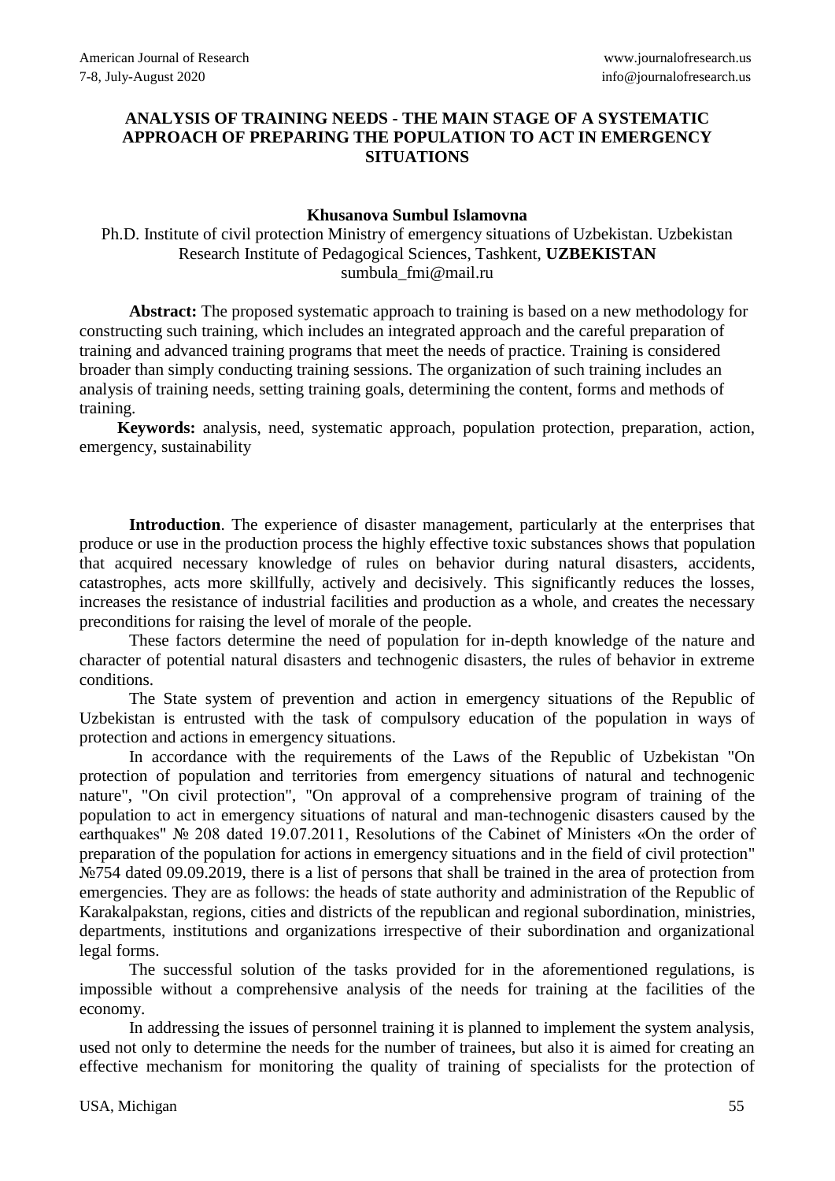# ANALYSIS OF TRAINING NEEDS - THE MAIN STAGE OF A SYSTEMATIC APPROACH OF PREPARING THE POPULATION TO ACT IN EMERGENCY SITUATIONS

**Khusanova Sumbul Islamovna**

Ph.D. Institute of civil protection Ministry of emergency situations of Uzbekistan. Uzbekistan Research Institute of Pedagogical Sciences, Tashkent, **UZBEKISTAN**
sumbula_fmi@mail.ru

**Abstract:** The proposed systematic approach to training is based on a new methodology for constructing such training, which includes an integrated approach and the careful preparation of training and advanced training programs that meet the needs of practice. Training is considered broader than simply conducting training sessions. The organization of such training includes an analysis of training needs, setting training goals, determining the content, forms and methods of training.

**Keywords:** analysis, need, systematic approach, population protection, preparation, action, emergency, sustainability

**Introduction**. The experience of disaster management, particularly at the enterprises that produce or use in the production process the highly effective toxic substances shows that population that acquired necessary knowledge of rules on behavior during natural disasters, accidents, catastrophes, acts more skillfully, actively and decisively. This significantly reduces the losses, increases the resistance of industrial facilities and production as a whole, and creates the necessary preconditions for raising the level of morale of the people.

These factors determine the need of population for in-depth knowledge of the nature and character of potential natural disasters and technogenic disasters, the rules of behavior in extreme conditions.

The State system of prevention and action in emergency situations of the Republic of Uzbekistan is entrusted with the task of compulsory education of the population in ways of protection and actions in emergency situations.

In accordance with the requirements of the Laws of the Republic of Uzbekistan "On protection of population and territories from emergency situations of natural and technogenic nature", "On civil protection", "On approval of a comprehensive program of training of the population to act in emergency situations of natural and man-technogenic disasters caused by the earthquakes" № 208 dated 19.07.2011, Resolutions of the Cabinet of Ministers «On the order of preparation of the population for actions in emergency situations and in the field of civil protection" №754 dated 09.09.2019, there is a list of persons that shall be trained in the area of protection from emergencies. They are as follows: the heads of state authority and administration of the Republic of Karakalpakstan, regions, cities and districts of the republican and regional subordination, ministries, departments, institutions and organizations irrespective of their subordination and organizational legal forms.

The successful solution of the tasks provided for in the aforementioned regulations, is impossible without a comprehensive analysis of the needs for training at the facilities of the economy.

In addressing the issues of personnel training it is planned to implement the system analysis, used not only to determine the needs for the number of trainees, but also it is aimed for creating an effective mechanism for monitoring the quality of training of specialists for the protection of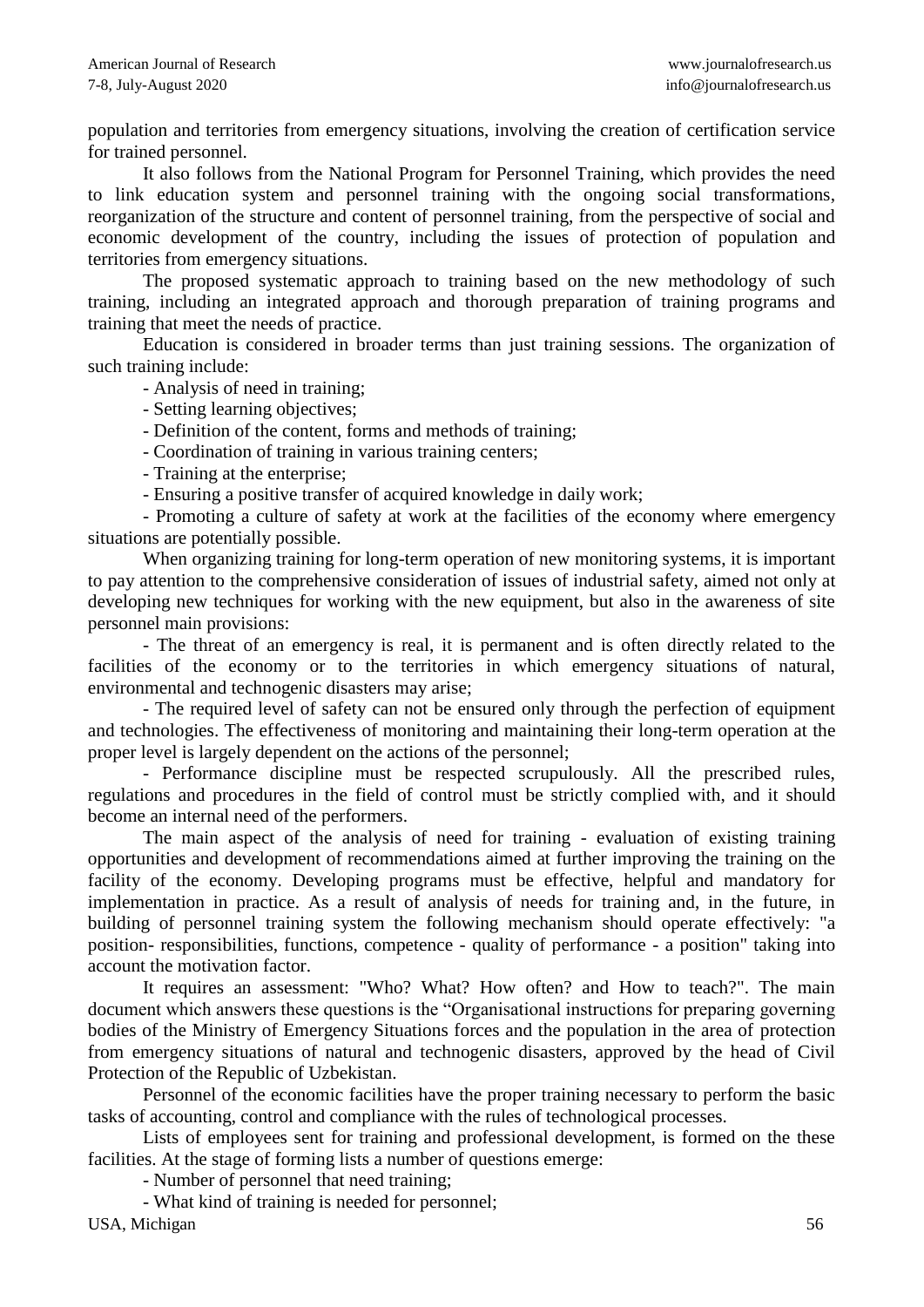population and territories from emergency situations, involving the creation of certification service for trained personnel.

It also follows from the National Program for Personnel Training, which provides the need to link education system and personnel training with the ongoing social transformations, reorganization of the structure and content of personnel training, from the perspective of social and economic development of the country, including the issues of protection of population and territories from emergency situations.

The proposed systematic approach to training based on the new methodology of such training, including an integrated approach and thorough preparation of training programs and training that meet the needs of practice.

Education is considered in broader terms than just training sessions. The organization of such training include:

- Analysis of need in training;
- Setting learning objectives;
- Definition of the content, forms and methods of training;
- Coordination of training in various training centers;
- Training at the enterprise;
- Ensuring a positive transfer of acquired knowledge in daily work;
- Promoting a culture of safety at work at the facilities of the economy where emergency situations are potentially possible.

When organizing training for long-term operation of new monitoring systems, it is important to pay attention to the comprehensive consideration of issues of industrial safety, aimed not only at developing new techniques for working with the new equipment, but also in the awareness of site personnel main provisions:

- The threat of an emergency is real, it is permanent and is often directly related to the facilities of the economy or to the territories in which emergency situations of natural, environmental and technogenic disasters may arise;
- The required level of safety can not be ensured only through the perfection of equipment and technologies. The effectiveness of monitoring and maintaining their long-term operation at the proper level is largely dependent on the actions of the personnel;
- Performance discipline must be respected scrupulously. All the prescribed rules, regulations and procedures in the field of control must be strictly complied with, and it should become an internal need of the performers.

The main aspect of the analysis of need for training - evaluation of existing training opportunities and development of recommendations aimed at further improving the training on the facility of the economy. Developing programs must be effective, helpful and mandatory for implementation in practice. As a result of analysis of needs for training and, in the future, in building of personnel training system the following mechanism should operate effectively: "a position- responsibilities, functions, competence - quality of performance - a position" taking into account the motivation factor.

It requires an assessment: "Who? What? How often? and How to teach?". The main document which answers these questions is the "Organisational instructions for preparing governing bodies of the Ministry of Emergency Situations forces and the population in the area of protection from emergency situations of natural and technogenic disasters, approved by the head of Civil Protection of the Republic of Uzbekistan.

Personnel of the economic facilities have the proper training necessary to perform the basic tasks of accounting, control and compliance with the rules of technological processes.

Lists of employees sent for training and professional development, is formed on the these facilities. At the stage of forming lists a number of questions emerge:

- Number of personnel that need training;
- What kind of training is needed for personnel;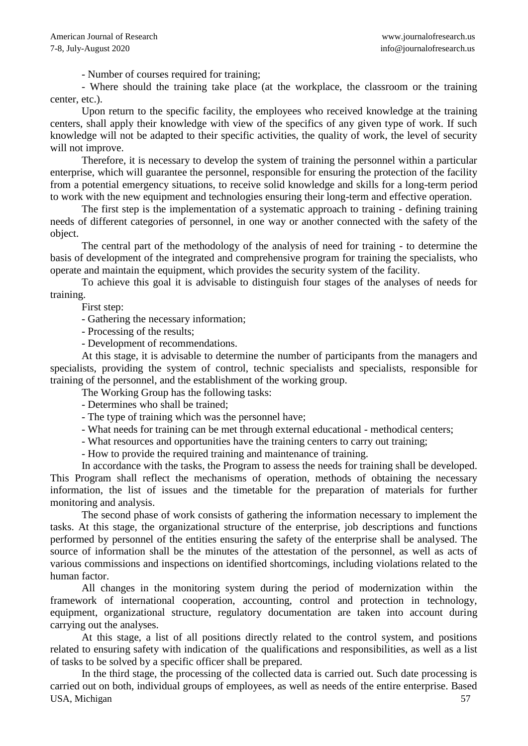- Number of courses required for training;

- Where should the training take place (at the workplace, the classroom or the training center, etc.).

Upon return to the specific facility, the employees who received knowledge at the training centers, shall apply their knowledge with view of the specifics of any given type of work. If such knowledge will not be adapted to their specific activities, the quality of work, the level of security will not improve.

Therefore, it is necessary to develop the system of training the personnel within a particular enterprise, which will guarantee the personnel, responsible for ensuring the protection of the facility from a potential emergency situations, to receive solid knowledge and skills for a long-term period to work with the new equipment and technologies ensuring their long-term and effective operation.

The first step is the implementation of a systematic approach to training - defining training needs of different categories of personnel, in one way or another connected with the safety of the object.

The central part of the methodology of the analysis of need for training - to determine the basis of development of the integrated and comprehensive program for training the specialists, who operate and maintain the equipment, which provides the security system of the facility.

To achieve this goal it is advisable to distinguish four stages of the analyses of needs for training.

First step:

- Gathering the necessary information;
- Processing of the results;
- Development of recommendations.

At this stage, it is advisable to determine the number of participants from the managers and specialists, providing the system of control, technic specialists and specialists, responsible for training of the personnel, and the establishment of the working group.

The Working Group has the following tasks:

- Determines who shall be trained;
- The type of training which was the personnel have;
- What needs for training can be met through external educational - methodical centers;
- What resources and opportunities have the training centers to carry out training;
- How to provide the required training and maintenance of training.

In accordance with the tasks, the Program to assess the needs for training shall be developed. This Program shall reflect the mechanisms of operation, methods of obtaining the necessary information, the list of issues and the timetable for the preparation of materials for further monitoring and analysis.

The second phase of work consists of gathering the information necessary to implement the tasks. At this stage, the organizational structure of the enterprise, job descriptions and functions performed by personnel of the entities ensuring the safety of the enterprise shall be analysed. The source of information shall be the minutes of the attestation of the personnel, as well as acts of various commissions and inspections on identified shortcomings, including violations related to the human factor.

All changes in the monitoring system during the period of modernization within the framework of international cooperation, accounting, control and protection in technology, equipment, organizational structure, regulatory documentation are taken into account during carrying out the analyses.

At this stage, a list of all positions directly related to the control system, and positions related to ensuring safety with indication of the qualifications and responsibilities, as well as a list of tasks to be solved by a specific officer shall be prepared.

In the third stage, the processing of the collected data is carried out. Such date processing is carried out on both, individual groups of employees, as well as needs of the entire enterprise. Based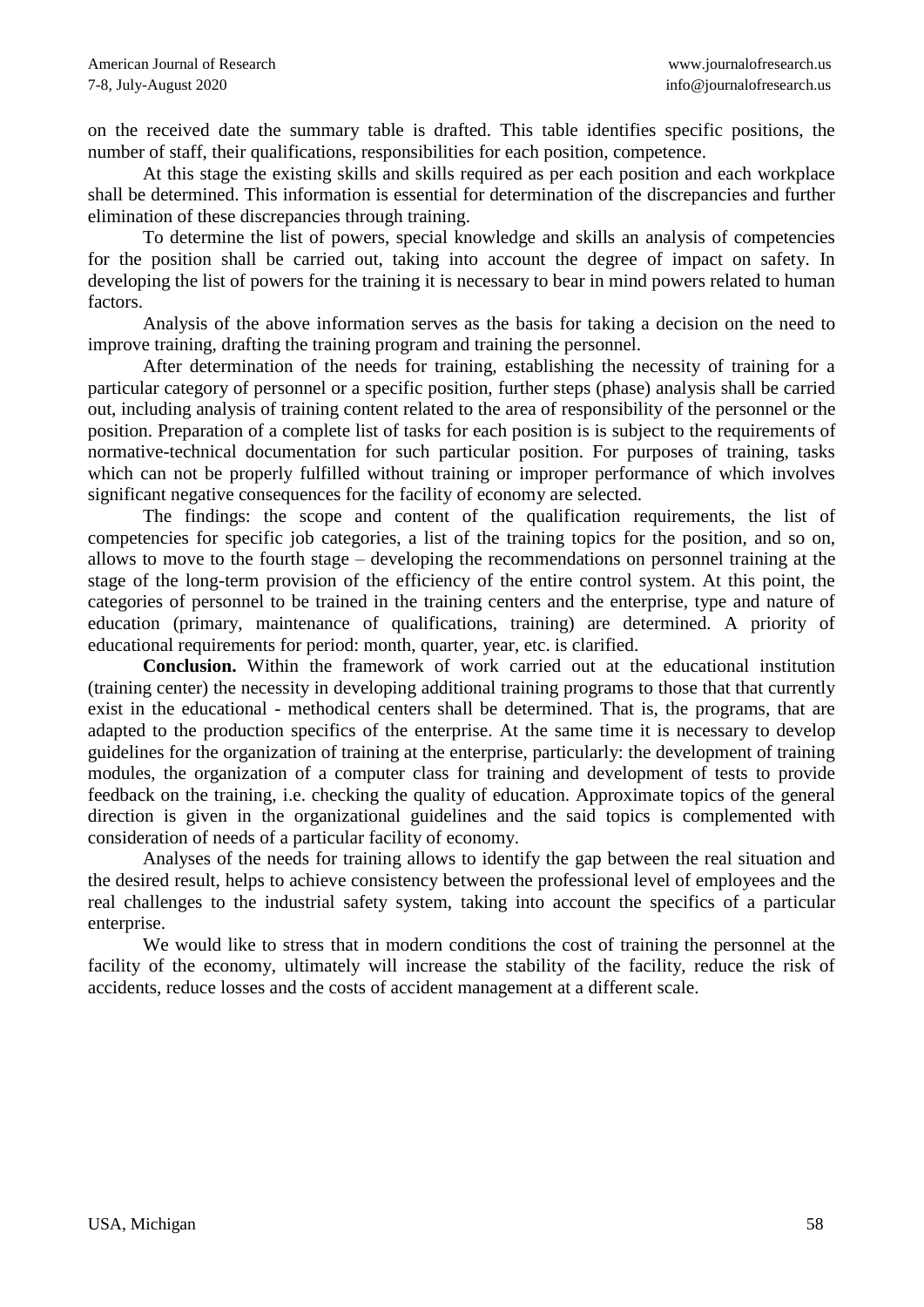on the received date the summary table is drafted. This table identifies specific positions, the number of staff, their qualifications, responsibilities for each position, competence.

At this stage the existing skills and skills required as per each position and each workplace shall be determined. This information is essential for determination of the discrepancies and further elimination of these discrepancies through training.

To determine the list of powers, special knowledge and skills an analysis of competencies for the position shall be carried out, taking into account the degree of impact on safety. In developing the list of powers for the training it is necessary to bear in mind powers related to human factors.

Analysis of the above information serves as the basis for taking a decision on the need to improve training, drafting the training program and training the personnel.

After determination of the needs for training, establishing the necessity of training for a particular category of personnel or a specific position, further steps (phase) analysis shall be carried out, including analysis of training content related to the area of responsibility of the personnel or the position. Preparation of a complete list of tasks for each position is is subject to the requirements of normative-technical documentation for such particular position. For purposes of training, tasks which can not be properly fulfilled without training or improper performance of which involves significant negative consequences for the facility of economy are selected.

The findings: the scope and content of the qualification requirements, the list of competencies for specific job categories, a list of the training topics for the position, and so on, allows to move to the fourth stage – developing the recommendations on personnel training at the stage of the long-term provision of the efficiency of the entire control system. At this point, the categories of personnel to be trained in the training centers and the enterprise, type and nature of education (primary, maintenance of qualifications, training) are determined. A priority of educational requirements for period: month, quarter, year, etc. is clarified.

**Conclusion.** Within the framework of work carried out at the educational institution (training center) the necessity in developing additional training programs to those that that currently exist in the educational - methodical centers shall be determined. That is, the programs, that are adapted to the production specifics of the enterprise. At the same time it is necessary to develop guidelines for the organization of training at the enterprise, particularly: the development of training modules, the organization of a computer class for training and development of tests to provide feedback on the training, i.e. checking the quality of education. Approximate topics of the general direction is given in the organizational guidelines and the said topics is complemented with consideration of needs of a particular facility of economy.

Analyses of the needs for training allows to identify the gap between the real situation and the desired result, helps to achieve consistency between the professional level of employees and the real challenges to the industrial safety system, taking into account the specifics of a particular enterprise.

We would like to stress that in modern conditions the cost of training the personnel at the facility of the economy, ultimately will increase the stability of the facility, reduce the risk of accidents, reduce losses and the costs of accident management at a different scale.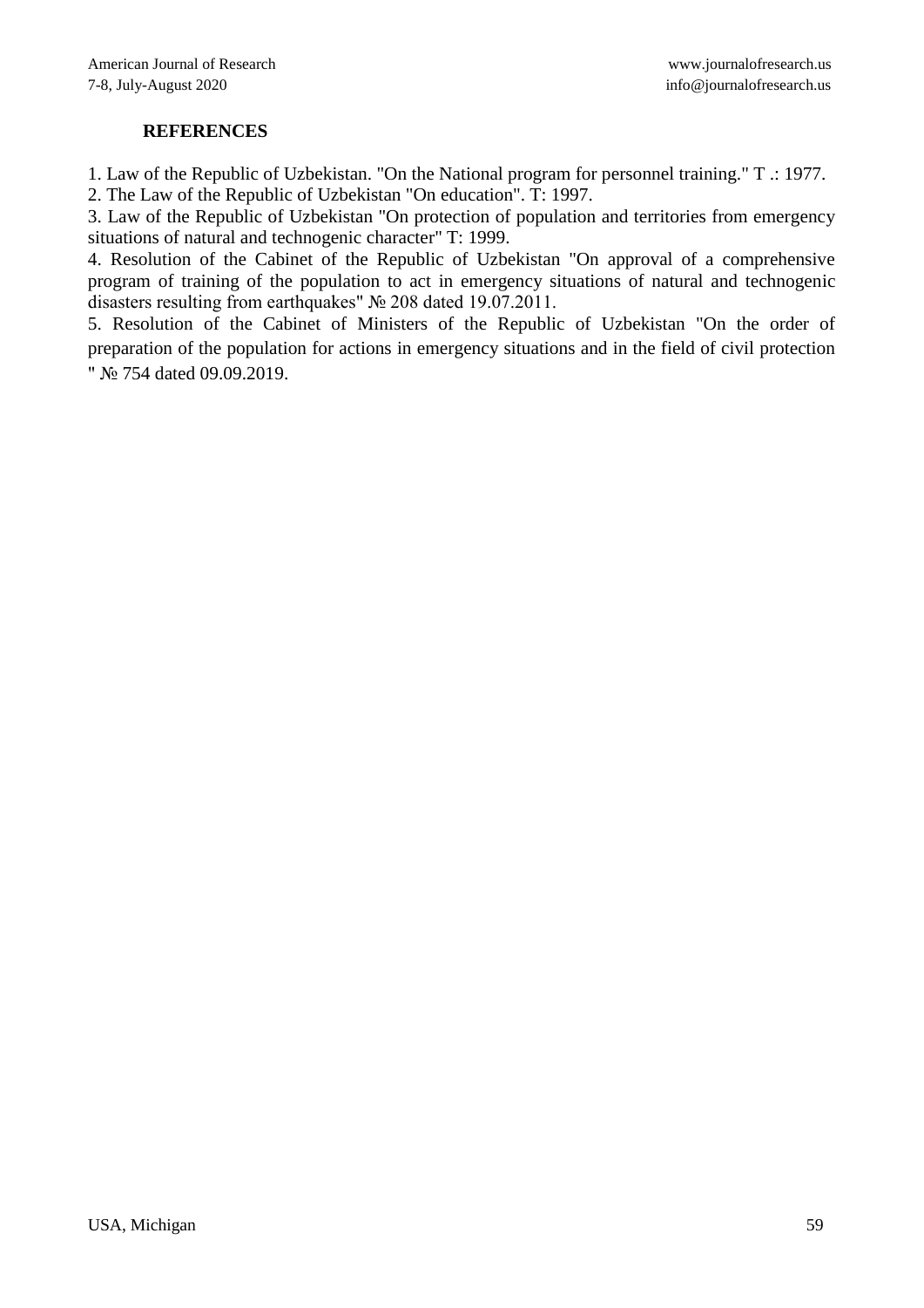**REFERENCES**

1. Law of the Republic of Uzbekistan. "On the National program for personnel training." T .: 1977.
2. The Law of the Republic of Uzbekistan "On education". T: 1997.
3. Law of the Republic of Uzbekistan "On protection of population and territories from emergency situations of natural and technogenic character" T: 1999.
4. Resolution of the Cabinet of the Republic of Uzbekistan "On approval of a comprehensive program of training of the population to act in emergency situations of natural and technogenic disasters resulting from earthquakes" № 208 dated 19.07.2011.
5. Resolution of the Cabinet of Ministers of the Republic of Uzbekistan "On the order of preparation of the population for actions in emergency situations and in the field of civil protection " № 754 dated 09.09.2019.